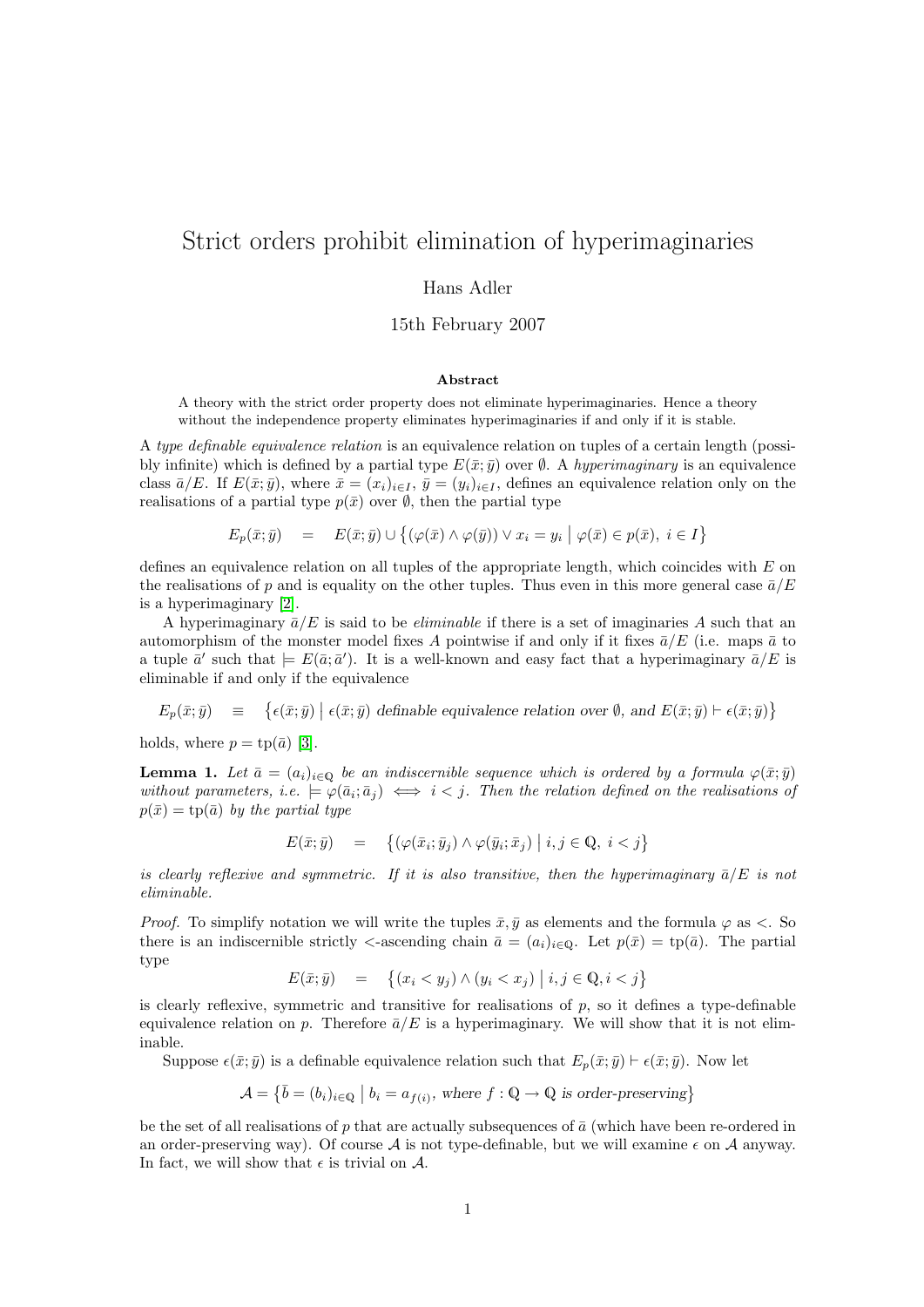# Strict orders prohibit elimination of hyperimaginaries

Hans Adler

15th February 2007

**Abstract**

A theory with the strict order property does not eliminate hyperimaginaries. Hence a theory without the independence property eliminates hyperimaginaries if and only if it is stable.

A *type definable equivalence relation* is an equivalence relation on tuples of a certain length (possibly infinite) which is defined by a partial type $E(\bar{x};\bar{y})$ over $\emptyset$. A *hyperimaginary* is an equivalence class $\bar{a}/E$. If $E(\bar{x};\bar{y})$, where $\bar{x} = (x_i)_{i\in I}$, $\bar{y} = (y_i)_{i\in I}$, defines an equivalence relation only on the realisations of a partial type $p(\bar{x})$ over $\emptyset$, then the partial type

$$E_p(\bar{x};\bar{y}) \quad = \quad E(\bar{x};\bar{y}) \cup \left\{ (\varphi(\bar{x}) \wedge \varphi(\bar{y})) \vee x_i = y_i \;\middle|\; \varphi(\bar{x}) \in p(\bar{x}),\ i \in I \right\}$$

defines an equivalence relation on all tuples of the appropriate length, which coincides with $E$ on the realisations of $p$ and is equality on the other tuples. Thus even in this more general case $\bar{a}/E$ is a hyperimaginary [2].

A hyperimaginary $\bar{a}/E$ is said to be *eliminable* if there is a set of imaginaries $A$ such that an automorphism of the monster model fixes $A$ pointwise if and only if it fixes $\bar{a}/E$ (i.e. maps $\bar{a}$ to a tuple $\bar{a}'$ such that $\models E(\bar{a};\bar{a}')$. It is a well-known and easy fact that a hyperimaginary $\bar{a}/E$ is eliminable if and only if the equivalence

$$E_p(\bar{x};\bar{y}) \quad \equiv \quad \left\{ \epsilon(\bar{x};\bar{y}) \;\middle|\; \epsilon(\bar{x};\bar{y}) \text{ definable equivalence relation over } \emptyset, \text{ and } E(\bar{x};\bar{y}) \vdash \epsilon(\bar{x};\bar{y}) \right\}$$

holds, where $p = \mathrm{tp}(\bar{a})$ [3].

**Lemma 1.** *Let $\bar{a} = (a_i)_{i\in\mathbb{Q}}$ be an indiscernible sequence which is ordered by a formula $\varphi(\bar{x};\bar{y})$ without parameters, i.e. $\models \varphi(\bar{a}_i;\bar{a}_j) \iff i < j$. Then the relation defined on the realisations of $p(\bar{x}) = \mathrm{tp}(\bar{a})$ by the partial type*

$$E(\bar{x};\bar{y}) \quad = \quad \left\{ (\varphi(\bar{x}_i;\bar{y}_j) \wedge \varphi(\bar{y}_i;\bar{x}_j) \;\middle|\; i,j \in \mathbb{Q},\ i < j \right\}$$

*is clearly reflexive and symmetric. If it is also transitive, then the hyperimaginary $\bar{a}/E$ is not eliminable.*

*Proof.* To simplify notation we will write the tuples $\bar{x},\bar{y}$ as elements and the formula $\varphi$ as $<$. So there is an indiscernible strictly $<$-ascending chain $\bar{a} = (a_i)_{i\in\mathbb{Q}}$. Let $p(\bar{x}) = \mathrm{tp}(\bar{a})$. The partial type

$$E(\bar{x};\bar{y}) \quad = \quad \left\{ (x_i < y_j) \wedge (y_i < x_j) \;\middle|\; i,j \in \mathbb{Q}, i < j \right\}$$

is clearly reflexive, symmetric and transitive for realisations of $p$, so it defines a type-definable equivalence relation on $p$. Therefore $\bar{a}/E$ is a hyperimaginary. We will show that it is not eliminable.

Suppose $\epsilon(\bar{x};\bar{y})$ is a definable equivalence relation such that $E_p(\bar{x};\bar{y}) \vdash \epsilon(\bar{x};\bar{y})$. Now let

$$\mathcal{A} = \left\{ \bar{b} = (b_i)_{i\in\mathbb{Q}} \;\middle|\; b_i = a_{f(i)}, \text{ where } f : \mathbb{Q} \to \mathbb{Q} \text{ is order-preserving} \right\}$$

be the set of all realisations of $p$ that are actually subsequences of $\bar{a}$ (which have been re-ordered in an order-preserving way). Of course $\mathcal{A}$ is not type-definable, but we will examine $\epsilon$ on $\mathcal{A}$ anyway. In fact, we will show that $\epsilon$ is trivial on $\mathcal{A}$.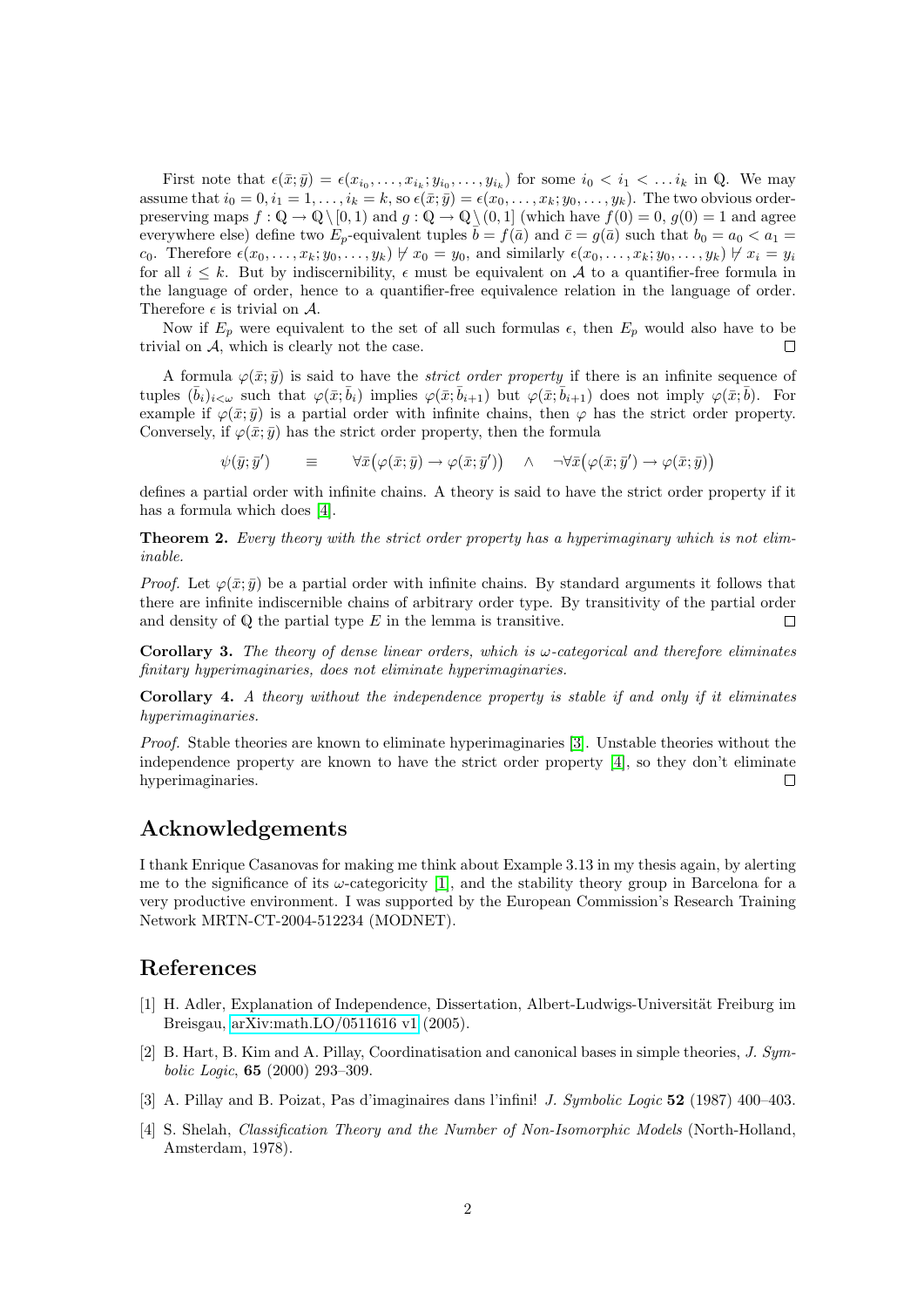First note that $\epsilon(\bar{x};\bar{y}) = \epsilon(x_{i_0},\ldots,x_{i_k};y_{i_0},\ldots,y_{i_k})$ for some $i_0 < i_1 < \ldots i_k$ in $\mathbb{Q}$. We may assume that $i_0 = 0, i_1 = 1, \ldots, i_k = k$, so $\epsilon(\bar{x};\bar{y}) = \epsilon(x_0,\ldots,x_k;y_0,\ldots,y_k)$. The two obvious order-preserving maps $f : \mathbb{Q} \to \mathbb{Q} \setminus [0,1)$ and $g : \mathbb{Q} \to \mathbb{Q} \setminus (0,1]$ (which have $f(0) = 0$, $g(0) = 1$ and agree everywhere else) define two $E_p$-equivalent tuples $\bar{b} = f(\bar{a})$ and $\bar{c} = g(\bar{a})$ such that $b_0 = a_0 < a_1 = c_0$. Therefore $\epsilon(x_0,\ldots,x_k;y_0,\ldots,y_k) \not\vdash x_0 = y_0$, and similarly $\epsilon(x_0,\ldots,x_k;y_0,\ldots,y_k) \not\vdash x_i = y_i$ for all $i \leq k$. But by indiscernibility, $\epsilon$ must be equivalent on $\mathcal{A}$ to a quantifier-free formula in the language of order, hence to a quantifier-free equivalence relation in the language of order. Therefore $\epsilon$ is trivial on $\mathcal{A}$.

Now if $E_p$ were equivalent to the set of all such formulas $\epsilon$, then $E_p$ would also have to be trivial on $\mathcal{A}$, which is clearly not the case. □

A formula $\varphi(\bar{x};\bar{y})$ is said to have the *strict order property* if there is an infinite sequence of tuples $(\bar{b}_i)_{i<\omega}$ such that $\varphi(\bar{x};\bar{b}_i)$ implies $\varphi(\bar{x};\bar{b}_{i+1})$ but $\varphi(\bar{x};\bar{b}_{i+1})$ does not imply $\varphi(\bar{x};\bar{b})$. For example if $\varphi(\bar{x};\bar{y})$ is a partial order with infinite chains, then $\varphi$ has the strict order property. Conversely, if $\varphi(\bar{x};\bar{y})$ has the strict order property, then the formula

$$\psi(\bar{y};\bar{y}') \qquad \equiv \qquad \forall\bar{x}\big(\varphi(\bar{x};\bar{y}) \to \varphi(\bar{x};\bar{y}')\big) \quad \wedge \quad \neg\forall\bar{x}\big(\varphi(\bar{x};\bar{y}') \to \varphi(\bar{x};\bar{y})\big)$$

defines a partial order with infinite chains. A theory is said to have the strict order property if it has a formula which does [4].

**Theorem 2.** *Every theory with the strict order property has a hyperimaginary which is not eliminable.*

*Proof.* Let $\varphi(\bar{x};\bar{y})$ be a partial order with infinite chains. By standard arguments it follows that there are infinite indiscernible chains of arbitrary order type. By transitivity of the partial order and density of $\mathbb{Q}$ the partial type $E$ in the lemma is transitive. □

**Corollary 3.** *The theory of dense linear orders, which is $\omega$-categorical and therefore eliminates finitary hyperimaginaries, does not eliminate hyperimaginaries.*

**Corollary 4.** *A theory without the independence property is stable if and only if it eliminates hyperimaginaries.*

*Proof.* Stable theories are known to eliminate hyperimaginaries [3]. Unstable theories without the independence property are known to have the strict order property [4], so they don't eliminate hyperimaginaries. □

## Acknowledgements

I thank Enrique Casanovas for making me think about Example 3.13 in my thesis again, by alerting me to the significance of its $\omega$-categoricity [1], and the stability theory group in Barcelona for a very productive environment. I was supported by the European Commission's Research Training Network MRTN-CT-2004-512234 (MODNET).

## References

[1] H. Adler, Explanation of Independence, Dissertation, Albert-Ludwigs-Universität Freiburg im Breisgau, arXiv:math.LO/0511616 v1 (2005).

[2] B. Hart, B. Kim and A. Pillay, Coordinatisation and canonical bases in simple theories, *J. Symbolic Logic*, **65** (2000) 293–309.

[3] A. Pillay and B. Poizat, Pas d'imaginaires dans l'infini! *J. Symbolic Logic* **52** (1987) 400–403.

[4] S. Shelah, *Classification Theory and the Number of Non-Isomorphic Models* (North-Holland, Amsterdam, 1978).